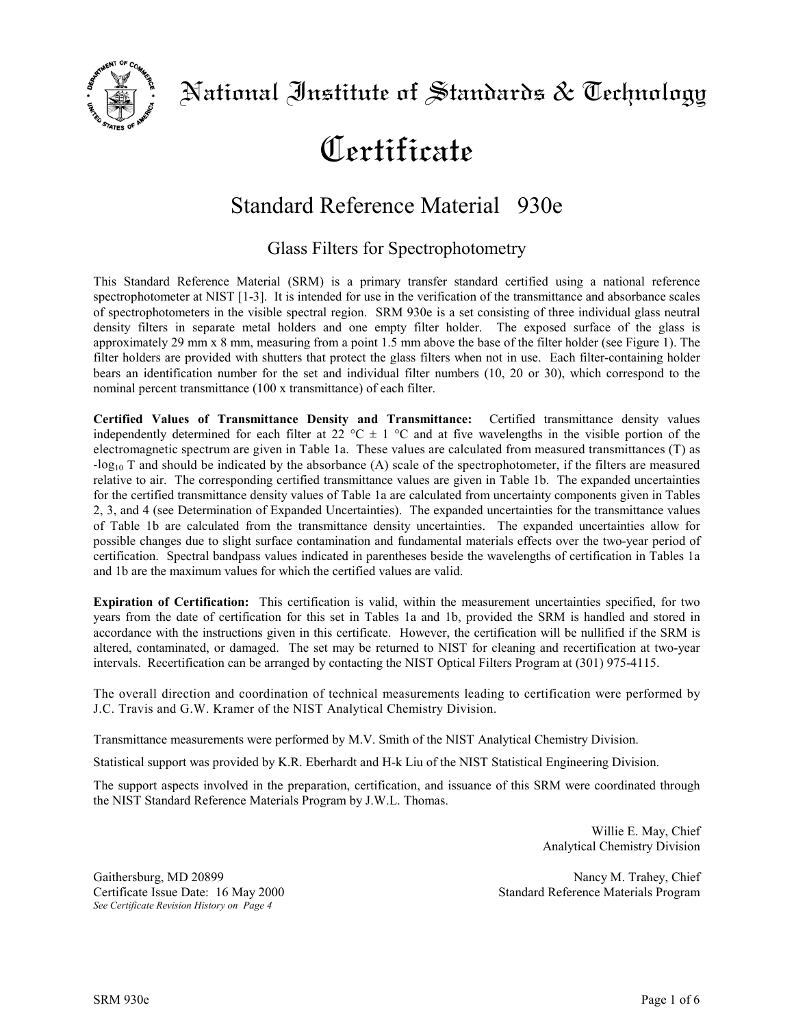# National Institute of Standards & Technology

# Certificate

## Standard Reference Material 930e

### Glass Filters for Spectrophotometry

This Standard Reference Material (SRM) is a primary transfer standard certified using a national reference spectrophotometer at NIST [1-3]. It is intended for use in the verification of the transmittance and absorbance scales of spectrophotometers in the visible spectral region. SRM 930e is a set consisting of three individual glass neutral density filters in separate metal holders and one empty filter holder. The exposed surface of the glass is approximately 29 mm x 8 mm, measuring from a point 1.5 mm above the base of the filter holder (see Figure 1). The filter holders are provided with shutters that protect the glass filters when not in use. Each filter-containing holder bears an identification number for the set and individual filter numbers (10, 20 or 30), which correspond to the nominal percent transmittance (100 x transmittance) of each filter.

**Certified Values of Transmittance Density and Transmittance:** Certified transmittance density values independently determined for each filter at 22 °C ± 1 °C and at five wavelengths in the visible portion of the electromagnetic spectrum are given in Table 1a. These values are calculated from measured transmittances (T) as $-\log_{10} T$ and should be indicated by the absorbance (A) scale of the spectrophotometer, if the filters are measured relative to air. The corresponding certified transmittance values are given in Table 1b. The expanded uncertainties for the certified transmittance density values of Table 1a are calculated from uncertainty components given in Tables 2, 3, and 4 (see Determination of Expanded Uncertainties). The expanded uncertainties for the transmittance values of Table 1b are calculated from the transmittance density uncertainties. The expanded uncertainties allow for possible changes due to slight surface contamination and fundamental materials effects over the two-year period of certification. Spectral bandpass values indicated in parentheses beside the wavelengths of certification in Tables 1a and 1b are the maximum values for which the certified values are valid.

**Expiration of Certification:** This certification is valid, within the measurement uncertainties specified, for two years from the date of certification for this set in Tables 1a and 1b, provided the SRM is handled and stored in accordance with the instructions given in this certificate. However, the certification will be nullified if the SRM is altered, contaminated, or damaged. The set may be returned to NIST for cleaning and recertification at two-year intervals. Recertification can be arranged by contacting the NIST Optical Filters Program at (301) 975-4115.

The overall direction and coordination of technical measurements leading to certification were performed by J.C. Travis and G.W. Kramer of the NIST Analytical Chemistry Division.

Transmittance measurements were performed by M.V. Smith of the NIST Analytical Chemistry Division.

Statistical support was provided by K.R. Eberhardt and H-k Liu of the NIST Statistical Engineering Division.

The support aspects involved in the preparation, certification, and issuance of this SRM were coordinated through the NIST Standard Reference Materials Program by J.W.L. Thomas.

Willie E. May, Chief
Analytical Chemistry Division

Gaithersburg, MD 20899
Certificate Issue Date: 16 May 2000
*See Certificate Revision History on Page 4*

Nancy M. Trahey, Chief
Standard Reference Materials Program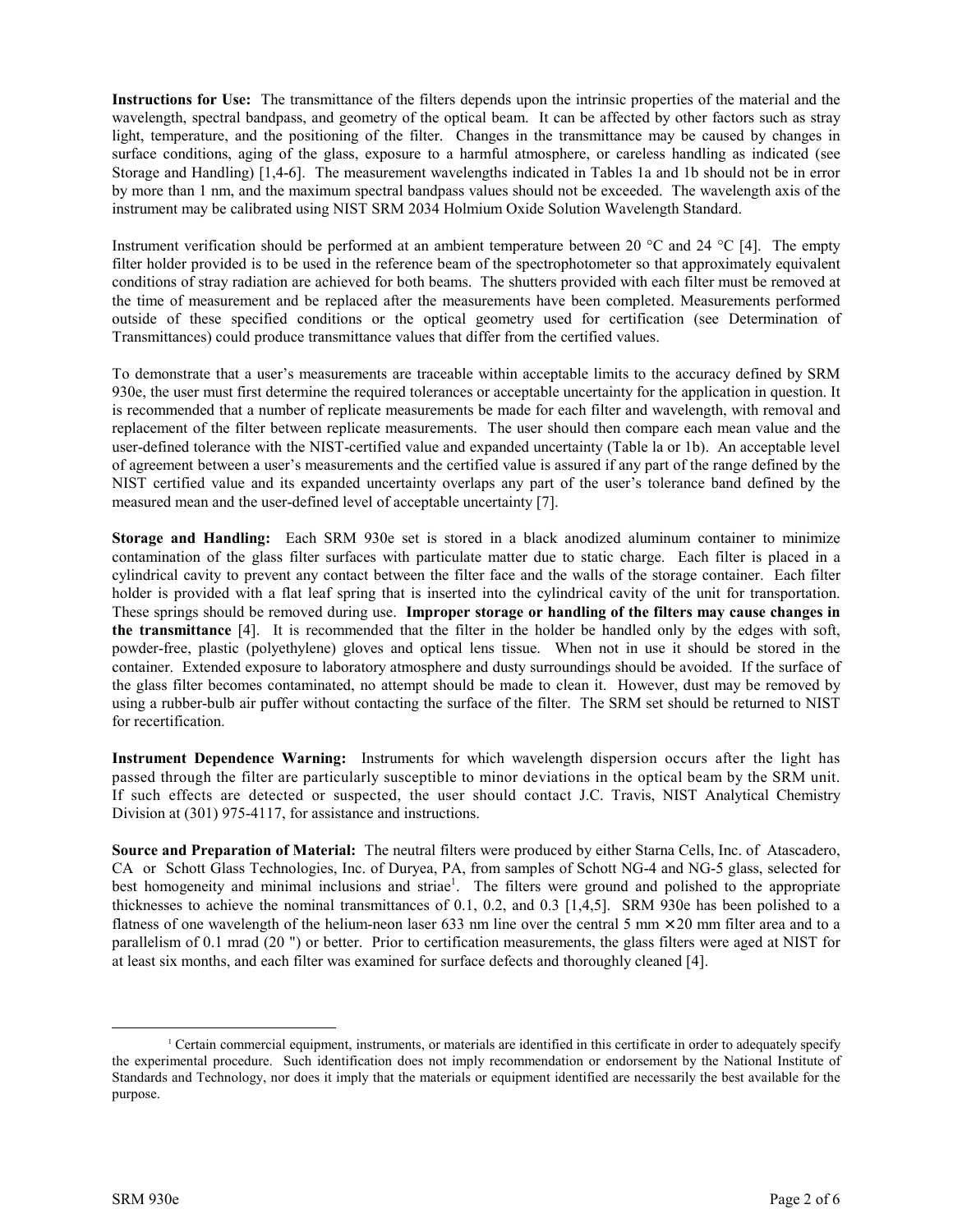**Instructions for Use:** The transmittance of the filters depends upon the intrinsic properties of the material and the wavelength, spectral bandpass, and geometry of the optical beam. It can be affected by other factors such as stray light, temperature, and the positioning of the filter. Changes in the transmittance may be caused by changes in surface conditions, aging of the glass, exposure to a harmful atmosphere, or careless handling as indicated (see Storage and Handling) [1,4-6]. The measurement wavelengths indicated in Tables 1a and 1b should not be in error by more than 1 nm, and the maximum spectral bandpass values should not be exceeded. The wavelength axis of the instrument may be calibrated using NIST SRM 2034 Holmium Oxide Solution Wavelength Standard.

Instrument verification should be performed at an ambient temperature between 20 °C and 24 °C [4]. The empty filter holder provided is to be used in the reference beam of the spectrophotometer so that approximately equivalent conditions of stray radiation are achieved for both beams. The shutters provided with each filter must be removed at the time of measurement and be replaced after the measurements have been completed. Measurements performed outside of these specified conditions or the optical geometry used for certification (see Determination of Transmittances) could produce transmittance values that differ from the certified values.

To demonstrate that a user's measurements are traceable within acceptable limits to the accuracy defined by SRM 930e, the user must first determine the required tolerances or acceptable uncertainty for the application in question. It is recommended that a number of replicate measurements be made for each filter and wavelength, with removal and replacement of the filter between replicate measurements. The user should then compare each mean value and the user-defined tolerance with the NIST-certified value and expanded uncertainty (Table la or 1b). An acceptable level of agreement between a user's measurements and the certified value is assured if any part of the range defined by the NIST certified value and its expanded uncertainty overlaps any part of the user's tolerance band defined by the measured mean and the user-defined level of acceptable uncertainty [7].

**Storage and Handling:** Each SRM 930e set is stored in a black anodized aluminum container to minimize contamination of the glass filter surfaces with particulate matter due to static charge. Each filter is placed in a cylindrical cavity to prevent any contact between the filter face and the walls of the storage container. Each filter holder is provided with a flat leaf spring that is inserted into the cylindrical cavity of the unit for transportation. These springs should be removed during use. **Improper storage or handling of the filters may cause changes in the transmittance** [4]. It is recommended that the filter in the holder be handled only by the edges with soft, powder-free, plastic (polyethylene) gloves and optical lens tissue. When not in use it should be stored in the container. Extended exposure to laboratory atmosphere and dusty surroundings should be avoided. If the surface of the glass filter becomes contaminated, no attempt should be made to clean it. However, dust may be removed by using a rubber-bulb air puffer without contacting the surface of the filter. The SRM set should be returned to NIST for recertification.

**Instrument Dependence Warning:** Instruments for which wavelength dispersion occurs after the light has passed through the filter are particularly susceptible to minor deviations in the optical beam by the SRM unit. If such effects are detected or suspected, the user should contact J.C. Travis, NIST Analytical Chemistry Division at (301) 975-4117, for assistance and instructions.

**Source and Preparation of Material:** The neutral filters were produced by either Starna Cells, Inc. of Atascadero, CA or Schott Glass Technologies, Inc. of Duryea, PA, from samples of Schott NG-4 and NG-5 glass, selected for best homogeneity and minimal inclusions and striae[1]. The filters were ground and polished to the appropriate thicknesses to achieve the nominal transmittances of 0.1, 0.2, and 0.3 [1,4,5]. SRM 930e has been polished to a flatness of one wavelength of the helium-neon laser 633 nm line over the central 5 mm × 20 mm filter area and to a parallelism of 0.1 mrad (20 ") or better. Prior to certification measurements, the glass filters were aged at NIST for at least six months, and each filter was examined for surface defects and thoroughly cleaned [4].

[1] Certain commercial equipment, instruments, or materials are identified in this certificate in order to adequately specify the experimental procedure. Such identification does not imply recommendation or endorsement by the National Institute of Standards and Technology, nor does it imply that the materials or equipment identified are necessarily the best available for the purpose.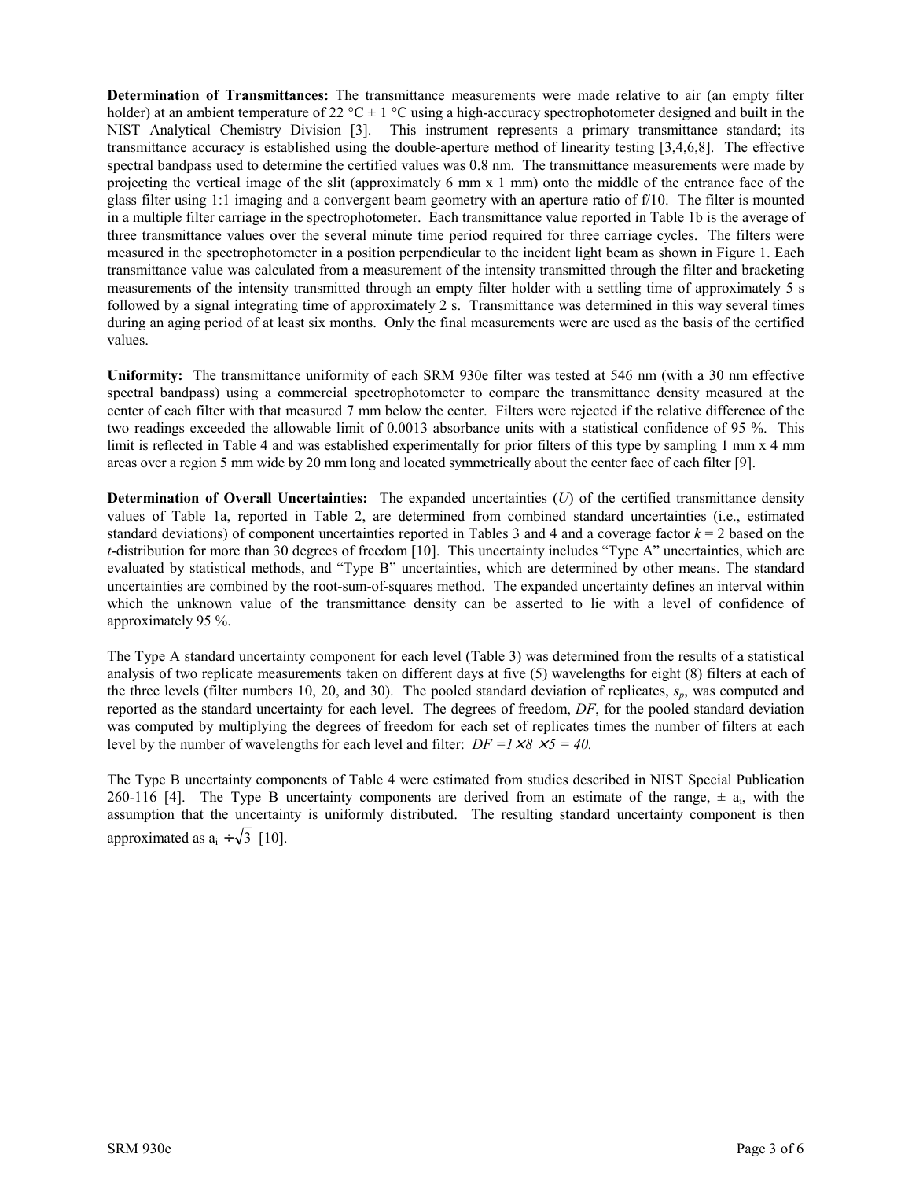**Determination of Transmittances:** The transmittance measurements were made relative to air (an empty filter holder) at an ambient temperature of 22 °C ± 1 °C using a high-accuracy spectrophotometer designed and built in the NIST Analytical Chemistry Division [3]. This instrument represents a primary transmittance standard; its transmittance accuracy is established using the double-aperture method of linearity testing [3,4,6,8]. The effective spectral bandpass used to determine the certified values was 0.8 nm. The transmittance measurements were made by projecting the vertical image of the slit (approximately 6 mm x 1 mm) onto the middle of the entrance face of the glass filter using 1:1 imaging and a convergent beam geometry with an aperture ratio of f/10. The filter is mounted in a multiple filter carriage in the spectrophotometer. Each transmittance value reported in Table 1b is the average of three transmittance values over the several minute time period required for three carriage cycles. The filters were measured in the spectrophotometer in a position perpendicular to the incident light beam as shown in Figure 1. Each transmittance value was calculated from a measurement of the intensity transmitted through the filter and bracketing measurements of the intensity transmitted through an empty filter holder with a settling time of approximately 5 s followed by a signal integrating time of approximately 2 s. Transmittance was determined in this way several times during an aging period of at least six months. Only the final measurements were are used as the basis of the certified values.

**Uniformity:** The transmittance uniformity of each SRM 930e filter was tested at 546 nm (with a 30 nm effective spectral bandpass) using a commercial spectrophotometer to compare the transmittance density measured at the center of each filter with that measured 7 mm below the center. Filters were rejected if the relative difference of the two readings exceeded the allowable limit of 0.0013 absorbance units with a statistical confidence of 95 %. This limit is reflected in Table 4 and was established experimentally for prior filters of this type by sampling 1 mm x 4 mm areas over a region 5 mm wide by 20 mm long and located symmetrically about the center face of each filter [9].

**Determination of Overall Uncertainties:** The expanded uncertainties ($U$) of the certified transmittance density values of Table 1a, reported in Table 2, are determined from combined standard uncertainties (i.e., estimated standard deviations) of component uncertainties reported in Tables 3 and 4 and a coverage factor $k = 2$ based on the $t$-distribution for more than 30 degrees of freedom [10]. This uncertainty includes "Type A" uncertainties, which are evaluated by statistical methods, and "Type B" uncertainties, which are determined by other means. The standard uncertainties are combined by the root-sum-of-squares method. The expanded uncertainty defines an interval within which the unknown value of the transmittance density can be asserted to lie with a level of confidence of approximately 95 %.

The Type A standard uncertainty component for each level (Table 3) was determined from the results of a statistical analysis of two replicate measurements taken on different days at five (5) wavelengths for eight (8) filters at each of the three levels (filter numbers 10, 20, and 30). The pooled standard deviation of replicates, $s_p$, was computed and reported as the standard uncertainty for each level. The degrees of freedom, $DF$, for the pooled standard deviation was computed by multiplying the degrees of freedom for each set of replicates times the number of filters at each level by the number of wavelengths for each level and filter: $DF = 1 \times 8 \times 5 = 40$.

The Type B uncertainty components of Table 4 were estimated from studies described in NIST Special Publication 260-116 [4]. The Type B uncertainty components are derived from an estimate of the range, $\pm\, a_i$, with the assumption that the uncertainty is uniformly distributed. The resulting standard uncertainty component is then approximated as $a_i \div \sqrt{3}$ [10].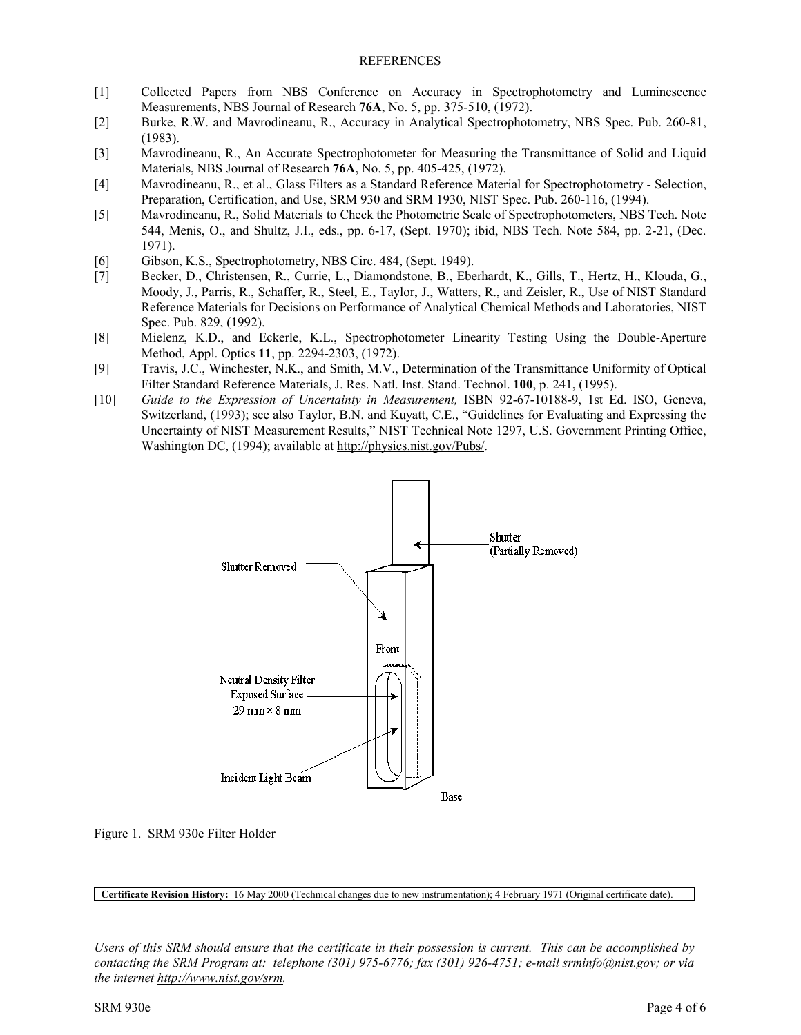REFERENCES

[1] Collected Papers from NBS Conference on Accuracy in Spectrophotometry and Luminescence Measurements, NBS Journal of Research **76A**, No. 5, pp. 375-510, (1972).

[2] Burke, R.W. and Mavrodineanu, R., Accuracy in Analytical Spectrophotometry, NBS Spec. Pub. 260-81, (1983).

[3] Mavrodineanu, R., An Accurate Spectrophotometer for Measuring the Transmittance of Solid and Liquid Materials, NBS Journal of Research **76A**, No. 5, pp. 405-425, (1972).

[4] Mavrodineanu, R., et al., Glass Filters as a Standard Reference Material for Spectrophotometry - Selection, Preparation, Certification, and Use, SRM 930 and SRM 1930, NIST Spec. Pub. 260-116, (1994).

[5] Mavrodineanu, R., Solid Materials to Check the Photometric Scale of Spectrophotometers, NBS Tech. Note 544, Menis, O., and Shultz, J.I., eds., pp. 6-17, (Sept. 1970); ibid, NBS Tech. Note 584, pp. 2-21, (Dec. 1971).

[6] Gibson, K.S., Spectrophotometry, NBS Circ. 484, (Sept. 1949).

[7] Becker, D., Christensen, R., Currie, L., Diamondstone, B., Eberhardt, K., Gills, T., Hertz, H., Klouda, G., Moody, J., Parris, R., Schaffer, R., Steel, E., Taylor, J., Watters, R., and Zeisler, R., Use of NIST Standard Reference Materials for Decisions on Performance of Analytical Chemical Methods and Laboratories, NIST Spec. Pub. 829, (1992).

[8] Mielenz, K.D., and Eckerle, K.L., Spectrophotometer Linearity Testing Using the Double-Aperture Method, Appl. Optics **11**, pp. 2294-2303, (1972).

[9] Travis, J.C., Winchester, N.K., and Smith, M.V., Determination of the Transmittance Uniformity of Optical Filter Standard Reference Materials, J. Res. Natl. Inst. Stand. Technol. **100**, p. 241, (1995).

[10] *Guide to the Expression of Uncertainty in Measurement,* ISBN 92-67-10188-9, 1st Ed. ISO, Geneva, Switzerland, (1993); see also Taylor, B.N. and Kuyatt, C.E., "Guidelines for Evaluating and Expressing the Uncertainty of NIST Measurement Results," NIST Technical Note 1297, U.S. Government Printing Office, Washington DC, (1994); available at http://physics.nist.gov/Pubs/.

Shutter (Partially Removed)

Shutter Removed

Front

Neutral Density Filter Exposed Surface 29 mm × 8 mm

Incident Light Beam

Base

Figure 1. SRM 930e Filter Holder

**Certificate Revision History:** 16 May 2000 (Technical changes due to new instrumentation); 4 February 1971 (Original certificate date).

*Users of this SRM should ensure that the certificate in their possession is current. This can be accomplished by contacting the SRM Program at: telephone (301) 975-6776; fax (301) 926-4751; e-mail srminfo@nist.gov; or via the internet http://www.nist.gov/srm.*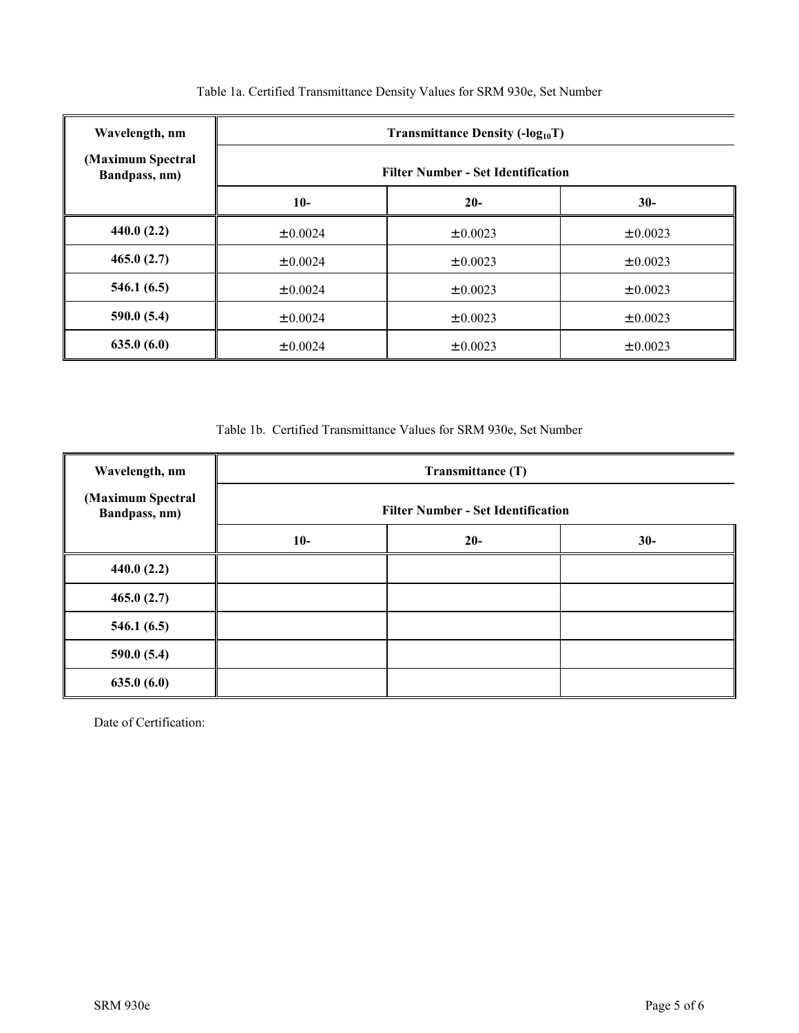Table 1a. Certified Transmittance Density Values for SRM 930e, Set Number

| Wavelength, nm (Maximum Spectral Bandpass, nm) | Transmittance Density ($-\log_{10}T$) Filter Number - Set Identification | | |
|---|---|---|---|
| | 10- | 20- | 30- |
| **440.0 (2.2)** | ±0.0024 | ±0.0023 | ±0.0023 |
| **465.0 (2.7)** | ±0.0024 | ±0.0023 | ±0.0023 |
| **546.1 (6.5)** | ±0.0024 | ±0.0023 | ±0.0023 |
| **590.0 (5.4)** | ±0.0024 | ±0.0023 | ±0.0023 |
| **635.0 (6.0)** | ±0.0024 | ±0.0023 | ±0.0023 |

Table 1b. Certified Transmittance Values for SRM 930e, Set Number

| Wavelength, nm (Maximum Spectral Bandpass, nm) | Transmittance (T) Filter Number - Set Identification | | |
|---|---|---|---|
| | 10- | 20- | 30- |
| **440.0 (2.2)** | | | |
| **465.0 (2.7)** | | | |
| **546.1 (6.5)** | | | |
| **590.0 (5.4)** | | | |
| **635.0 (6.0)** | | | |

Date of Certification: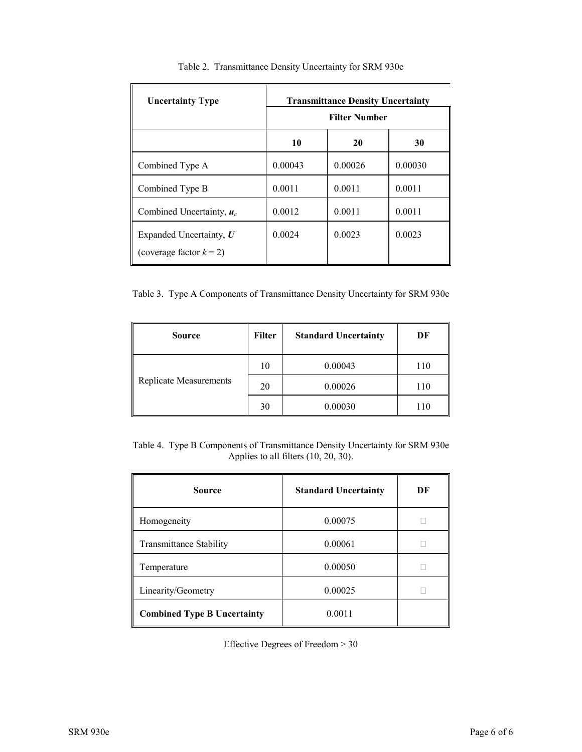Table 2. Transmittance Density Uncertainty for SRM 930e

| Uncertainty Type | Transmittance Density Uncertainty Filter Number | | |
|---|---|---|---|
| | 10 | 20 | 30 |
| Combined Type A | 0.00043 | 0.00026 | 0.00030 |
| Combined Type B | 0.0011 | 0.0011 | 0.0011 |
| Combined Uncertainty, $u_c$ | 0.0012 | 0.0011 | 0.0011 |
| Expanded Uncertainty, $U$ (coverage factor $k = 2$) | 0.0024 | 0.0023 | 0.0023 |

Table 3. Type A Components of Transmittance Density Uncertainty for SRM 930e

| Source | Filter | Standard Uncertainty | DF |
|---|---|---|---|
| Replicate Measurements | 10 | 0.00043 | 110 |
| | 20 | 0.00026 | 110 |
| | 30 | 0.00030 | 110 |

Table 4. Type B Components of Transmittance Density Uncertainty for SRM 930e
Applies to all filters (10, 20, 30).

| Source | Standard Uncertainty | DF |
|---|---|---|
| Homogeneity | 0.00075 | $\infty$ |
| Transmittance Stability | 0.00061 | $\infty$ |
| Temperature | 0.00050 | $\infty$ |
| Linearity/Geometry | 0.00025 | $\infty$ |
| **Combined Type B Uncertainty** | 0.0011 | |

Effective Degrees of Freedom > 30